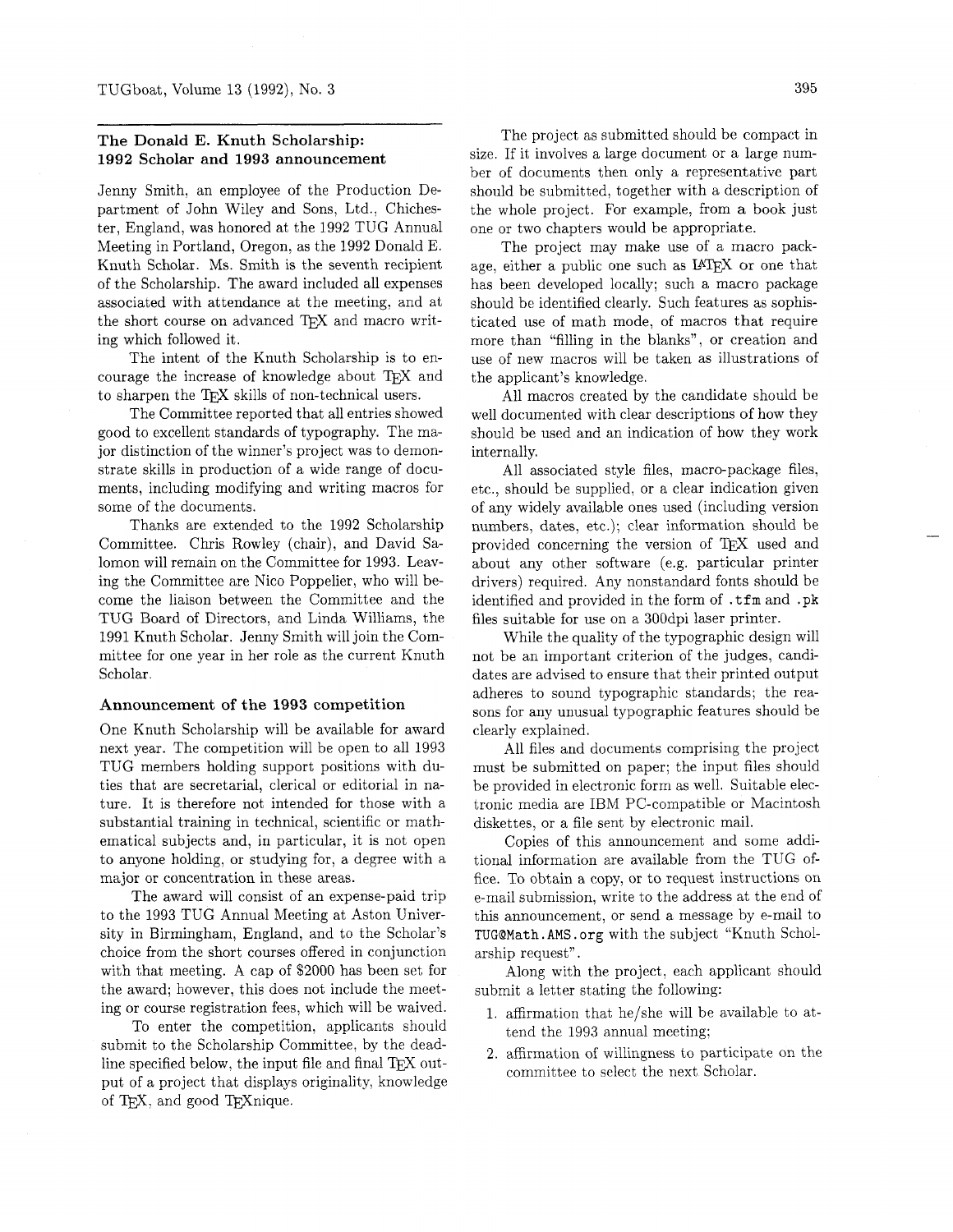## The Donald E. Knuth Scholarship: 1992 Scholar and 1993 announcement

Jenny Smith, an employee of the Production Department of John Wiley and Sons, Ltd., Chichester, England, was honored at the 1992 TUG Annual Meeting in Portland, Oregon, as the 1992 Donald E. Knuth Scholar. Ms. Smith is the seventh recipient of the Scholarship. The award included all expenses associated with attendance at the meeting, and at the short course on advanced TEX and macro writing which followed it.

The intent of the Knuth Scholarship is to encourage the increase of knowledge about TEX and to sharpen the TEX skills of non-technical users.

The Committee reported that all entries showed good to excellent standards of typography. The major distinction of the winner's project was to demonstrate skills in production of a wide range of documents, including modifying and writing macros for some of the documents.

Thanks are extended to the 1992 Scholarship Committee. Chris Rowley (chair), and David Salomon will remain on the Committee for 1993. Leaving the Committee are Nico Poppelier, who will become the liaison between the Committee and the TUG Board of Directors, and Linda Williams, the 1991 Knuth Scholar. Jenny Smith will join the Committee for one year in her role as the current Knuth Scholar.

### Announcement of the 1993 competition

One Knuth Scholarship will be available for award next year. The competition will be open to all 1993 TUG members holding support positions with duties that are secretarial, clerical or editorial in nature. It is therefore not intended for those with a substantial training in technical, scientific or mathematical subjects and, in particular, it is not open to anyone holding, or studying for, a degree with a major or concentration in these areas.

The award will consist of an expense-paid trip to the 1993 TUG Annual Meeting at Aston University in Birmingham, England, and to the Scholar's choice from the short courses offered in conjunction with that meeting. A cap of $2000 has been set for the award; however, this does not include the meeting or course registration fees, which will be waived.

To enter the competition, applicants should submit to the Scholarship Committee, by the deadline specified below, the input file and final TEX output of a project that displays originality, knowledge of TEX, and good TEXnique.

The project as submitted should be compact in size. If it involves a large document or a large number of documents then only a representative part should be submitted, together with a description of the whole project. For example, from a book just one or two chapters would be appropriate.

The project may make use of a macro package, either a public one such as LATEX or one that has been developed locally; such a macro package should be identified clearly. Such features as sophisticated use of math mode, of macros that require more than "filling in the blanks", or creation and use of new macros will be taken as illustrations of the applicant's knowledge.

All macros created by the candidate should be well documented with clear descriptions of how they should be used and an indication of how they work internally.

All associated style files, macro-package files, etc., should be supplied, or a clear indication given of any widely available ones used (including version numbers, dates, etc.); clear information should be provided concerning the version of TEX used and about any other software (e.g. particular printer drivers) required. Any nonstandard fonts should be identified and provided in the form of `.tfm` and `.pk` files suitable for use on a 300dpi laser printer.

While the quality of the typographic design will not be an important criterion of the judges, candidates are advised to ensure that their printed output adheres to sound typographic standards; the reasons for any unusual typographic features should be clearly explained.

All files and documents comprising the project must be submitted on paper; the input files should be provided in electronic form as well. Suitable electronic media are IBM PC-compatible or Macintosh diskettes, or a file sent by electronic mail.

Copies of this announcement and some additional information are available from the TUG office. To obtain a copy, or to request instructions on e-mail submission, write to the address at the end of this announcement, or send a message by e-mail to `TUG@Math.AMS.org` with the subject "Knuth Scholarship request".

Along with the project, each applicant should submit a letter stating the following:

1. affirmation that he/she will be available to attend the 1993 annual meeting;
2. affirmation of willingness to participate on the committee to select the next Scholar.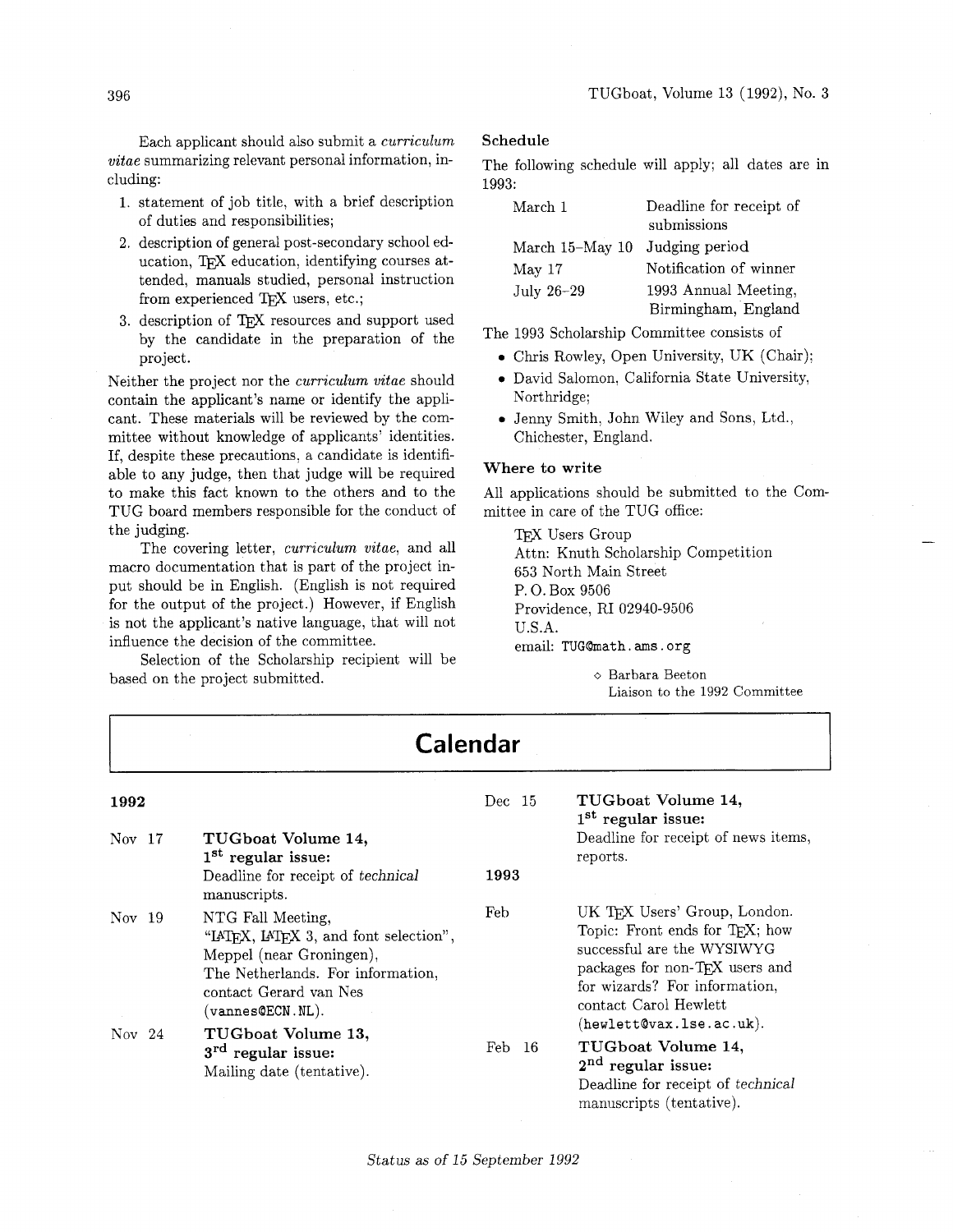Each applicant should also submit a *curriculum vitae* summarizing relevant personal information, including:

1. statement of job title, with a brief description of duties and responsibilities;
2. description of general post-secondary school education, TeX education, identifying courses attended, manuals studied, personal instruction from experienced TeX users, etc.;
3. description of TeX resources and support used by the candidate in the preparation of the project.

Neither the project nor the *curriculum vitae* should contain the applicant's name or identify the applicant. These materials will be reviewed by the committee without knowledge of applicants' identities. If, despite these precautions, a candidate is identifiable to any judge, then that judge will be required to make this fact known to the others and to the TUG board members responsible for the conduct of the judging.

The covering letter, *curriculum vitae*, and all macro documentation that is part of the project input should be in English. (English is not required for the output of the project.) However, if English is not the applicant's native language, that will not influence the decision of the committee.

Selection of the Scholarship recipient will be based on the project submitted.

### Schedule

The following schedule will apply; all dates are in 1993:

| | |
|---|---|
| March 1 | Deadline for receipt of submissions |
| March 15–May 10 | Judging period |
| May 17 | Notification of winner |
| July 26–29 | 1993 Annual Meeting, Birmingham, England |

The 1993 Scholarship Committee consists of

- Chris Rowley, Open University, UK (Chair);
- David Salomon, California State University, Northridge;
- Jenny Smith, John Wiley and Sons, Ltd., Chichester, England.

### Where to write

All applications should be submitted to the Committee in care of the TUG office:

TeX Users Group
Attn: Knuth Scholarship Competition
653 North Main Street
P. O. Box 9506
Providence, RI 02940-9506
U.S.A.
email: `TUG@math.ams.org`

◇ Barbara Beeton
Liaison to the 1992 Committee

# Calendar

**1992**

| | |
|---|---|
| Nov 17 | **TUGboat Volume 14, 1st regular issue:** Deadline for receipt of *technical* manuscripts. |
| Nov 19 | NTG Fall Meeting, "LaTeX, LaTeX 3, and font selection", Meppel (near Groningen), The Netherlands. For information, contact Gerard van Nes (`vannes@ECN.NL`). |
| Nov 24 | **TUGboat Volume 13, 3rd regular issue:** Mailing date (tentative). |
| Dec 15 | **TUGboat Volume 14, 1st regular issue:** Deadline for receipt of news items, reports. |

**1993**

| | |
|---|---|
| Feb | UK TeX Users' Group, London. Topic: Front ends for TeX; how successful are the WYSIWYG packages for non-TeX users and for wizards? For information, contact Carol Hewlett (`hewlett@vax.lse.ac.uk`). |
| Feb 16 | **TUGboat Volume 14, 2nd regular issue:** Deadline for receipt of *technical* manuscripts (tentative). |

*Status as of 15 September 1992*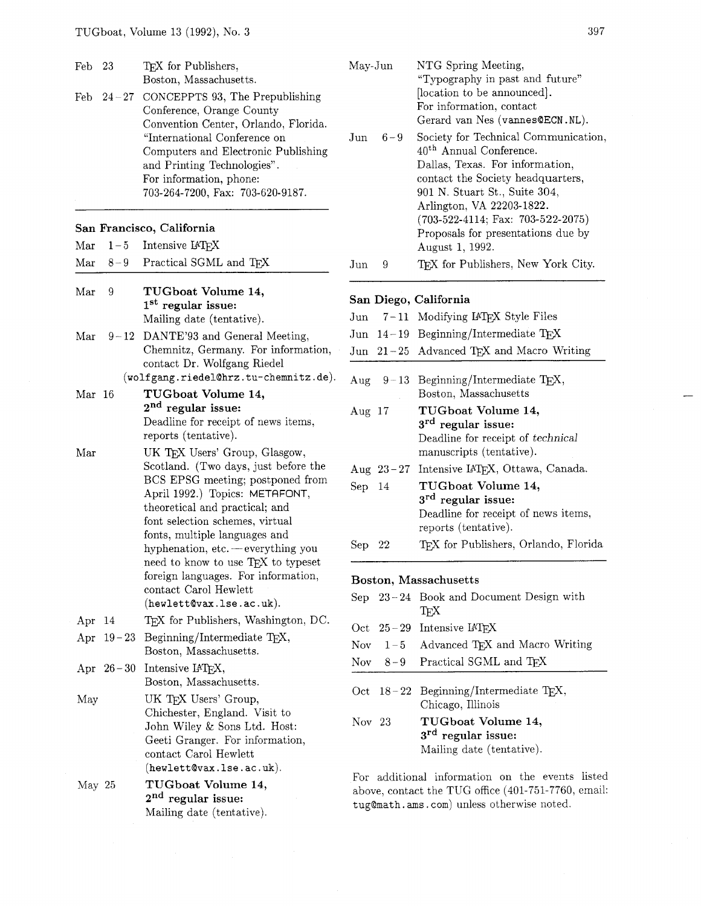Feb 23 — TEX for Publishers, Boston, Massachusetts.

Feb 24–27 — CONCEPPTS 93, The Prepublishing Conference, Orange County Convention Center, Orlando, Florida. "International Conference on Computers and Electronic Publishing and Printing Technologies". For information, phone: 703-264-7200, Fax: 703-620-9187.

**San Francisco, California**

Mar 1–5 — Intensive LATEX

Mar 8–9 — Practical SGML and TEX

Mar 9 — **TUGboat Volume 14, 1st regular issue:** Mailing date (tentative).

Mar 9–12 — DANTE'93 and General Meeting, Chemnitz, Germany. For information, contact Dr. Wolfgang Riedel (`wolfgang.riedel@hrz.tu-chemnitz.de`).

Mar 16 — **TUGboat Volume 14, 2nd regular issue:** Deadline for receipt of news items, reports (tentative).

Mar — UK TEX Users' Group, Glasgow, Scotland. (Two days, just before the BCS EPSG meeting; postponed from April 1992.) Topics: METAFONT, theoretical and practical; and font selection schemes, virtual fonts, multiple languages and hyphenation, etc. — everything you need to know to use TEX to typeset foreign languages. For information, contact Carol Hewlett (`hewlett@vax.lse.ac.uk`).

Apr 14 — TEX for Publishers, Washington, DC.

Apr 19–23 — Beginning/Intermediate TEX, Boston, Massachusetts.

Apr 26–30 — Intensive LATEX, Boston, Massachusetts.

May — UK TEX Users' Group, Chichester, England. Visit to John Wiley & Sons Ltd. Host: Geeti Granger. For information, contact Carol Hewlett (`hewlett@vax.lse.ac.uk`).

May 25 — **TUGboat Volume 14, 2nd regular issue:** Mailing date (tentative).

May-Jun — NTG Spring Meeting, "Typography in past and future" [location to be announced]. For information, contact Gerard van Nes (`vannes@ECN.NL`).

Jun 6–9 — Society for Technical Communication, 40th Annual Conference. Dallas, Texas. For information, contact the Society headquarters, 901 N. Stuart St., Suite 304, Arlington, VA 22203-1822. (703-522-4114; Fax: 703-522-2075) Proposals for presentations due by August 1, 1992.

Jun 9 — TEX for Publishers, New York City.

**San Diego, California**

Jun 7–11 — Modifying LATEX Style Files

Jun 14–19 — Beginning/Intermediate TEX

Jun 21–25 — Advanced TEX and Macro Writing

Aug 9–13 — Beginning/Intermediate TEX, Boston, Massachusetts

Aug 17 — **TUGboat Volume 14, 3rd regular issue:** Deadline for receipt of *technical* manuscripts (tentative).

Aug 23–27 — Intensive LATEX, Ottawa, Canada.

Sep 14 — **TUGboat Volume 14, 3rd regular issue:** Deadline for receipt of news items, reports (tentative).

Sep 22 — TEX for Publishers, Orlando, Florida

**Boston, Massachusetts**

Sep 23–24 — Book and Document Design with TEX

Oct 25–29 — Intensive LATEX

Nov 1–5 — Advanced TEX and Macro Writing

Nov 8–9 — Practical SGML and TEX

Oct 18–22 — Beginning/Intermediate TEX, Chicago, Illinois

Nov 23 — **TUGboat Volume 14, 3rd regular issue:** Mailing date (tentative).

For additional information on the events listed above, contact the TUG office (401-751-7760, email: `tug@math.ams.com`) unless otherwise noted.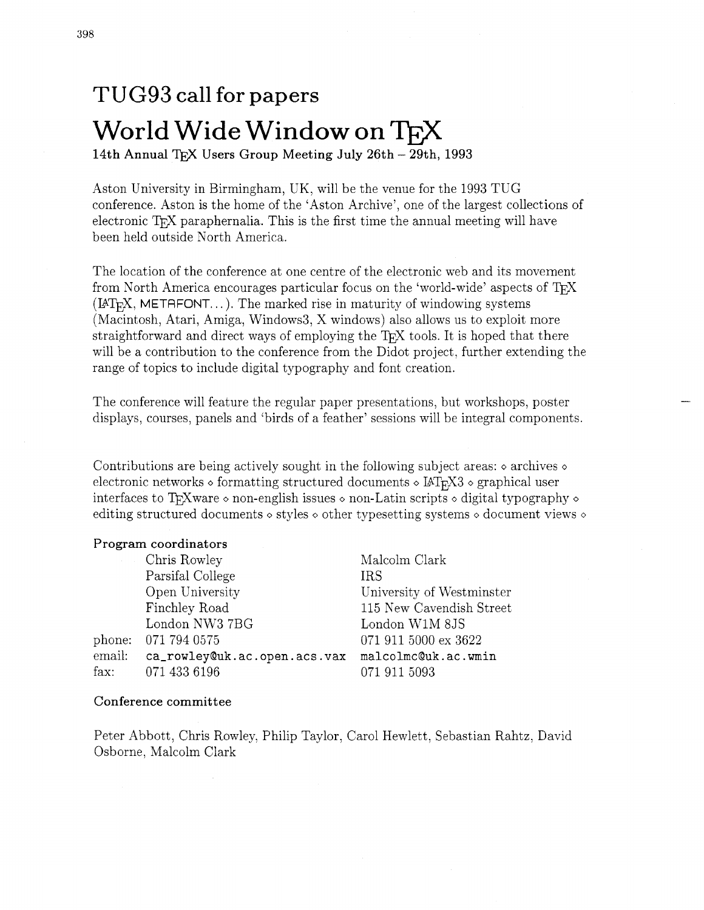# TUG93 call for papers

# World Wide Window on TEX

**14th Annual TEX Users Group Meeting July 26th – 29th, 1993**

Aston University in Birmingham, UK, will be the venue for the 1993 TUG conference. Aston is the home of the 'Aston Archive', one of the largest collections of electronic TEX paraphernalia. This is the first time the annual meeting will have been held outside North America.

The location of the conference at one centre of the electronic web and its movement from North America encourages particular focus on the 'world-wide' aspects of TEX (LATEX, METAFONT...). The marked rise in maturity of windowing systems (Macintosh, Atari, Amiga, Windows3, X windows) also allows us to exploit more straightforward and direct ways of employing the TEX tools. It is hoped that there will be a contribution to the conference from the Didot project, further extending the range of topics to include digital typography and font creation.

The conference will feature the regular paper presentations, but workshops, poster displays, courses, panels and 'birds of a feather' sessions will be integral components.

Contributions are being actively sought in the following subject areas: ⋄ archives ⋄ electronic networks ⋄ formatting structured documents ⋄ LATEX3 ⋄ graphical user interfaces to TEXware ⋄ non-english issues ⋄ non-Latin scripts ⋄ digital typography ⋄ editing structured documents ⋄ styles ⋄ other typesetting systems ⋄ document views ⋄

**Program coordinators**

| | | |
|---|---|---|
| | Chris Rowley | Malcolm Clark |
| | Parsifal College | IRS |
| | Open University | University of Westminster |
| | Finchley Road | 115 New Cavendish Street |
| | London NW3 7BG | London W1M 8JS |
| phone: | 071 794 0575 | 071 911 5000 ex 3622 |
| email: | `ca_rowley@uk.ac.open.acs.vax` | `malcolmc@uk.ac.wmin` |
| fax: | 071 433 6196 | 071 911 5093 |

**Conference committee**

Peter Abbott, Chris Rowley, Philip Taylor, Carol Hewlett, Sebastian Rahtz, David Osborne, Malcolm Clark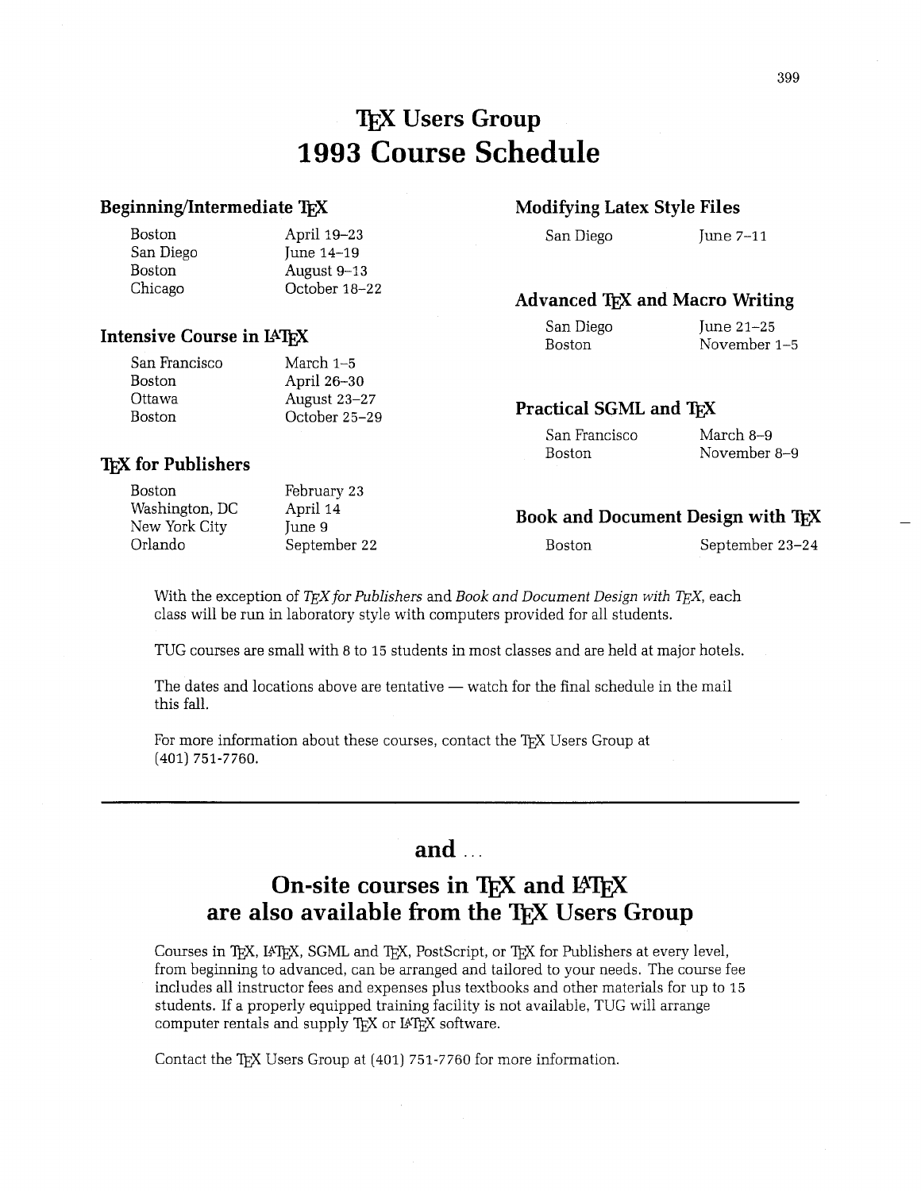# TEX Users Group
# 1993 Course Schedule

### Beginning/Intermediate TEX

| | |
|---|---|
| Boston | April 19–23 |
| San Diego | June 14–19 |
| Boston | August 9–13 |
| Chicago | October 18–22 |

### Intensive Course in LATEX

| | |
|---|---|
| San Francisco | March 1–5 |
| Boston | April 26–30 |
| Ottawa | August 23–27 |
| Boston | October 25–29 |

### TEX for Publishers

| | |
|---|---|
| Boston | February 23 |
| Washington, DC | April 14 |
| New York City | June 9 |
| Orlando | September 22 |

### Modifying Latex Style Files

| | |
|---|---|
| San Diego | June 7–11 |

### Advanced TEX and Macro Writing

| | |
|---|---|
| San Diego | June 21–25 |
| Boston | November 1–5 |

### Practical SGML and TEX

| | |
|---|---|
| San Francisco | March 8–9 |
| Boston | November 8–9 |

### Book and Document Design with TEX

| | |
|---|---|
| Boston | September 23–24 |

With the exception of *TEX for Publishers* and *Book and Document Design with TEX*, each class will be run in laboratory style with computers provided for all students.

TUG courses are small with 8 to 15 students in most classes and are held at major hotels.

The dates and locations above are tentative — watch for the final schedule in the mail this fall.

For more information about these courses, contact the TEX Users Group at (401) 751-7760.

---

## and ...

## On-site courses in TEX and LATEX are also available from the TEX Users Group

Courses in TEX, LATEX, SGML and TEX, PostScript, or TEX for Publishers at every level, from beginning to advanced, can be arranged and tailored to your needs. The course fee includes all instructor fees and expenses plus textbooks and other materials for up to 15 students. If a properly equipped training facility is not available, TUG will arrange computer rentals and supply TEX or LATEX software.

Contact the TEX Users Group at (401) 751-7760 for more information.